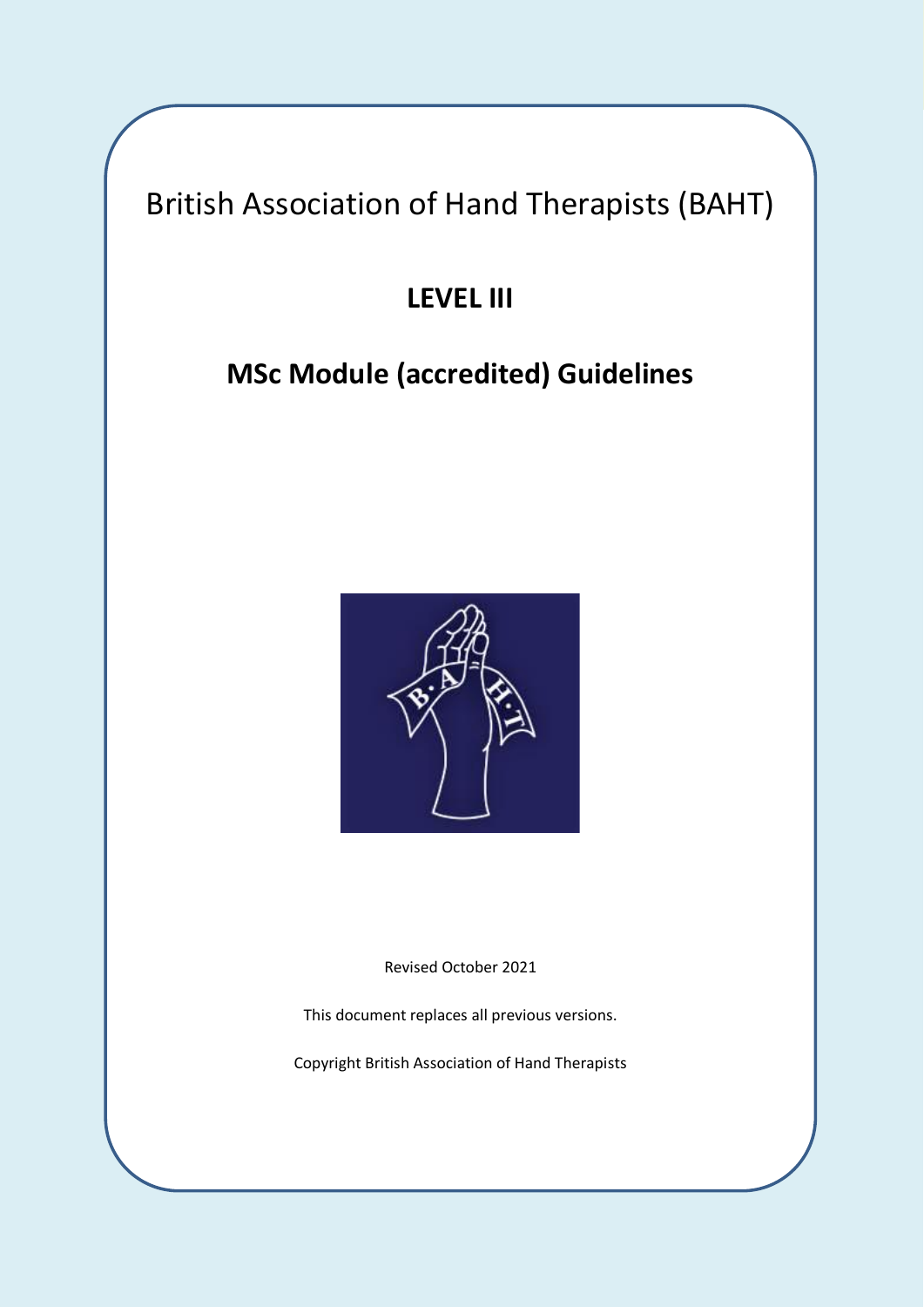# British Association of Hand Therapists (BAHT)

## LEVEL III

## MSc Module (accredited) Guidelines

Revised October 2021

This document replaces all previous versions.

Copyright British Association of Hand Therapists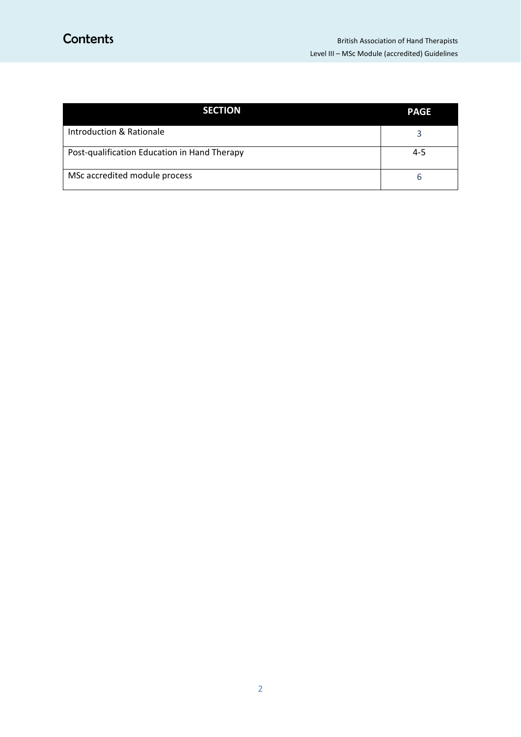# Contents

| SECTION | PAGE |
|---|---|
| Introduction & Rationale | 3 |
| Post-qualification Education in Hand Therapy | 4-5 |
| MSc accredited module process | 6 |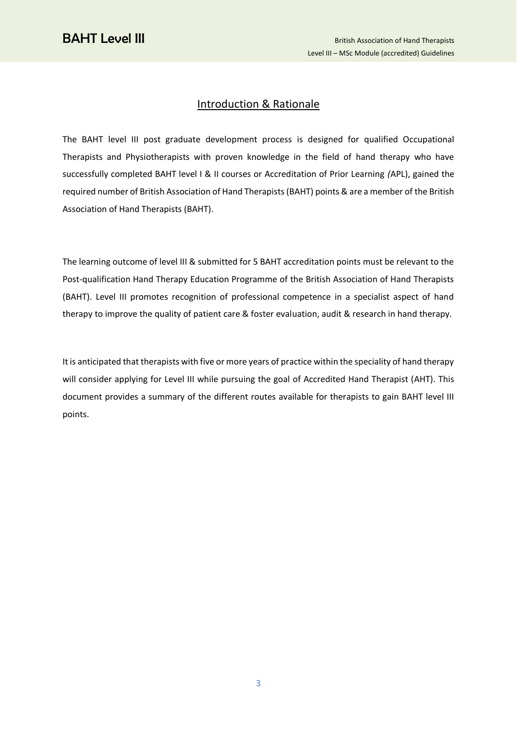## Introduction & Rationale

The BAHT level III post graduate development process is designed for qualified Occupational Therapists and Physiotherapists with proven knowledge in the field of hand therapy who have successfully completed BAHT level I & II courses or Accreditation of Prior Learning *(*APL), gained the required number of British Association of Hand Therapists (BAHT) points & are a member of the British Association of Hand Therapists (BAHT).

The learning outcome of level III & submitted for 5 BAHT accreditation points must be relevant to the Post-qualification Hand Therapy Education Programme of the British Association of Hand Therapists (BAHT). Level III promotes recognition of professional competence in a specialist aspect of hand therapy to improve the quality of patient care & foster evaluation, audit & research in hand therapy.

It is anticipated that therapists with five or more years of practice within the speciality of hand therapy will consider applying for Level III while pursuing the goal of Accredited Hand Therapist (AHT). This document provides a summary of the different routes available for therapists to gain BAHT level III points.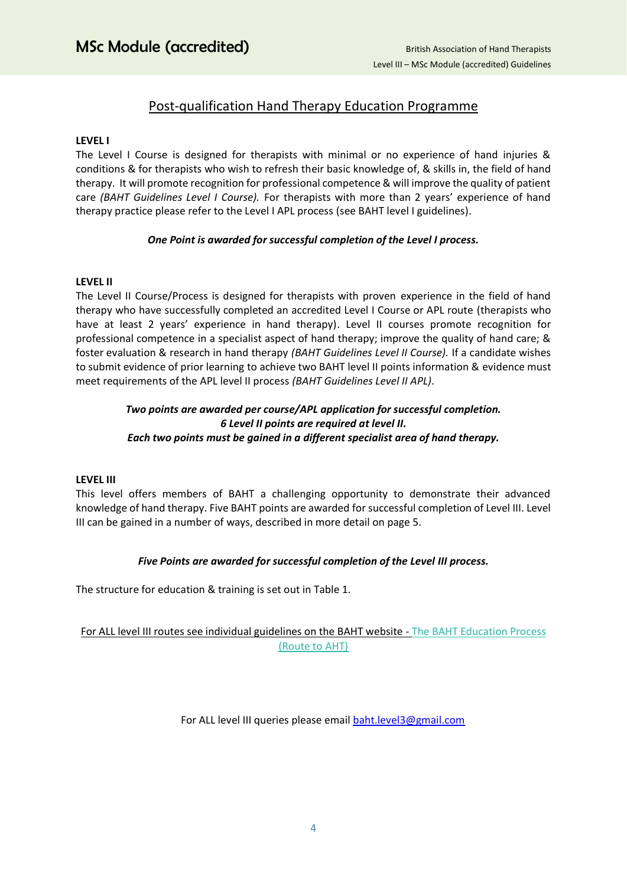## Post-qualification Hand Therapy Education Programme

**LEVEL I**

The Level I Course is designed for therapists with minimal or no experience of hand injuries & conditions & for therapists who wish to refresh their basic knowledge of, & skills in, the field of hand therapy. It will promote recognition for professional competence & will improve the quality of patient care *(BAHT Guidelines Level I Course).* For therapists with more than 2 years' experience of hand therapy practice please refer to the Level I APL process (see BAHT level I guidelines).

***One Point is awarded for successful completion of the Level I process.***

**LEVEL II**

The Level II Course/Process is designed for therapists with proven experience in the field of hand therapy who have successfully completed an accredited Level I Course or APL route (therapists who have at least 2 years' experience in hand therapy). Level II courses promote recognition for professional competence in a specialist aspect of hand therapy; improve the quality of hand care; & foster evaluation & research in hand therapy *(BAHT Guidelines Level II Course).* If a candidate wishes to submit evidence of prior learning to achieve two BAHT level II points information & evidence must meet requirements of the APL level II process *(BAHT Guidelines Level II APL)*.

***Two points are awarded per course/APL application for successful completion.***
***6 Level II points are required at level II.***
***Each two points must be gained in a different specialist area of hand therapy.***

**LEVEL III**

This level offers members of BAHT a challenging opportunity to demonstrate their advanced knowledge of hand therapy. Five BAHT points are awarded for successful completion of Level III. Level III can be gained in a number of ways, described in more detail on page 5.

***Five Points are awarded for successful completion of the Level III process.***

The structure for education & training is set out in Table 1.

For ALL level III routes see individual guidelines on the BAHT website - The BAHT Education Process (Route to AHT)

For ALL level III queries please email baht.level3@gmail.com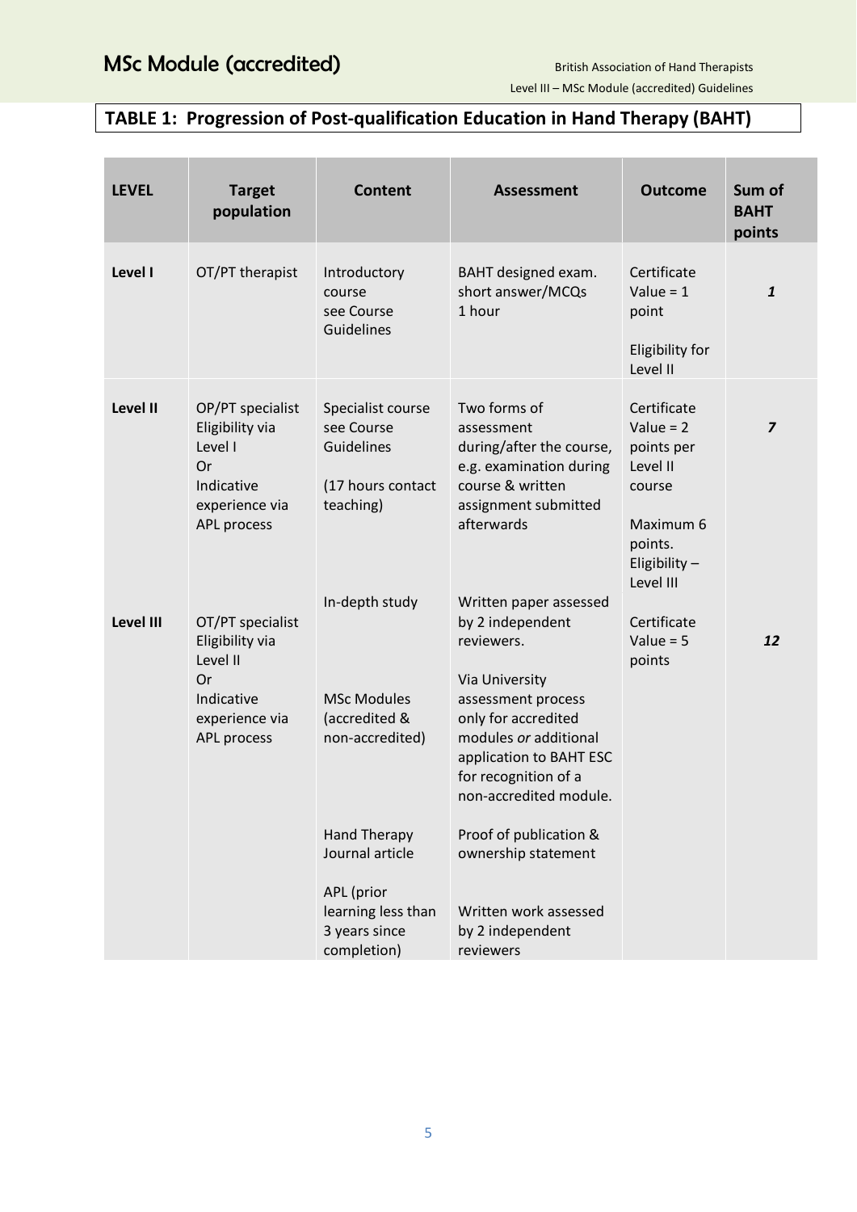## TABLE 1: Progression of Post-qualification Education in Hand Therapy (BAHT)

| LEVEL | Target population | Content | Assessment | Outcome | Sum of BAHT points |
|---|---|---|---|---|---|
| **Level I** | OT/PT therapist | Introductory course see Course Guidelines | BAHT designed exam. short answer/MCQs 1 hour | Certificate Value = 1 point<br><br>Eligibility for Level II | ***1*** |
| **Level II** | OP/PT specialist Eligibility via Level I Or Indicative experience via APL process | Specialist course see Course Guidelines<br><br>(17 hours contact teaching) | Two forms of assessment during/after the course, e.g. examination during course & written assignment submitted afterwards | Certificate Value = 2 points per Level II course<br><br>Maximum 6 points. Eligibility – Level III | ***7*** |
| **Level III** | OT/PT specialist Eligibility via Level II Or Indicative experience via APL process | In-depth study | Written paper assessed by 2 independent reviewers. | Certificate Value = 5 points | ***12*** |
| | | MSc Modules (accredited & non-accredited) | Via University assessment process only for accredited modules *or* additional application to BAHT ESC for recognition of a non-accredited module. | | |
| | | Hand Therapy Journal article | Proof of publication & ownership statement | | |
| | | APL (prior learning less than 3 years since completion) | Written work assessed by 2 independent reviewers | | |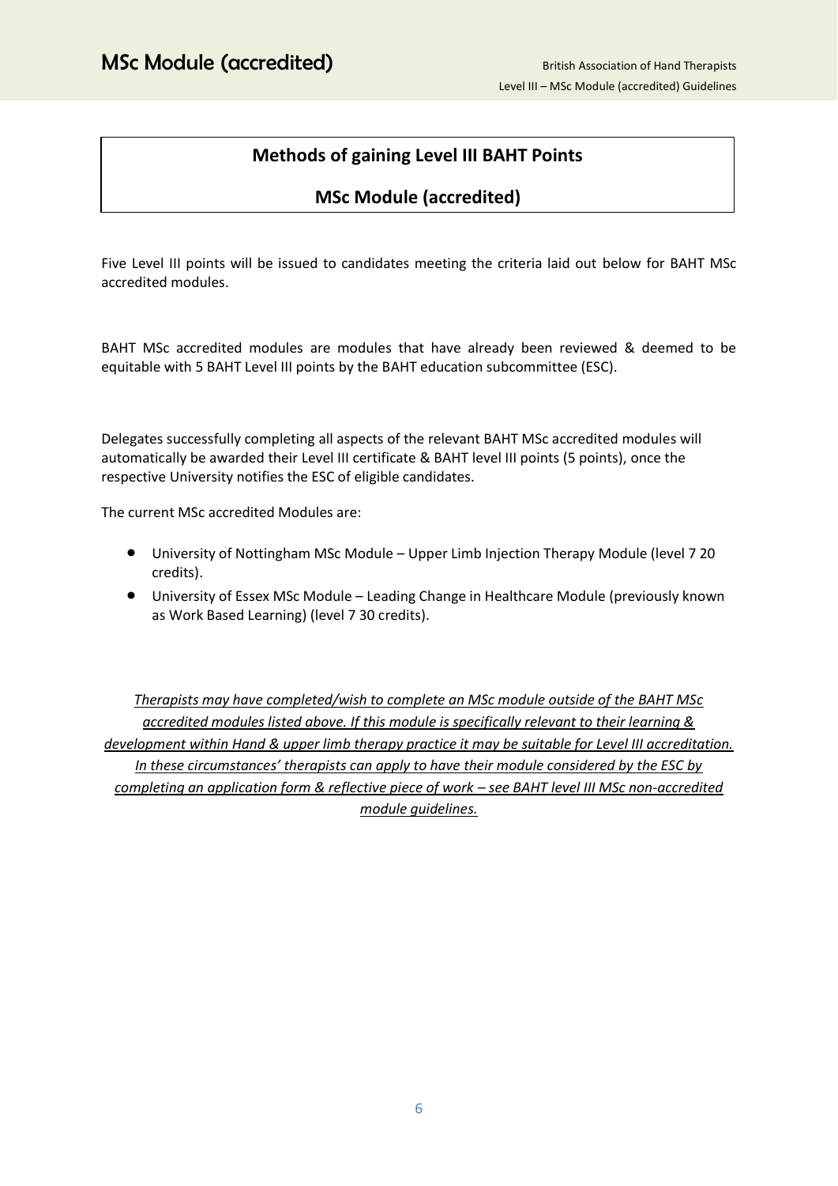# Methods of gaining Level III BAHT Points

## MSc Module (accredited)

Five Level III points will be issued to candidates meeting the criteria laid out below for BAHT MSc accredited modules.

BAHT MSc accredited modules are modules that have already been reviewed & deemed to be equitable with 5 BAHT Level III points by the BAHT education subcommittee (ESC).

Delegates successfully completing all aspects of the relevant BAHT MSc accredited modules will automatically be awarded their Level III certificate & BAHT level III points (5 points), once the respective University notifies the ESC of eligible candidates.

The current MSc accredited Modules are:

- University of Nottingham MSc Module – Upper Limb Injection Therapy Module (level 7 20 credits).
- University of Essex MSc Module – Leading Change in Healthcare Module (previously known as Work Based Learning) (level 7 30 credits).

*Therapists may have completed/wish to complete an MSc module outside of the BAHT MSc accredited modules listed above. If this module is specifically relevant to their learning & development within Hand & upper limb therapy practice it may be suitable for Level III accreditation. In these circumstances' therapists can apply to have their module considered by the ESC by completing an application form & reflective piece of work – see BAHT level III MSc non-accredited module guidelines.*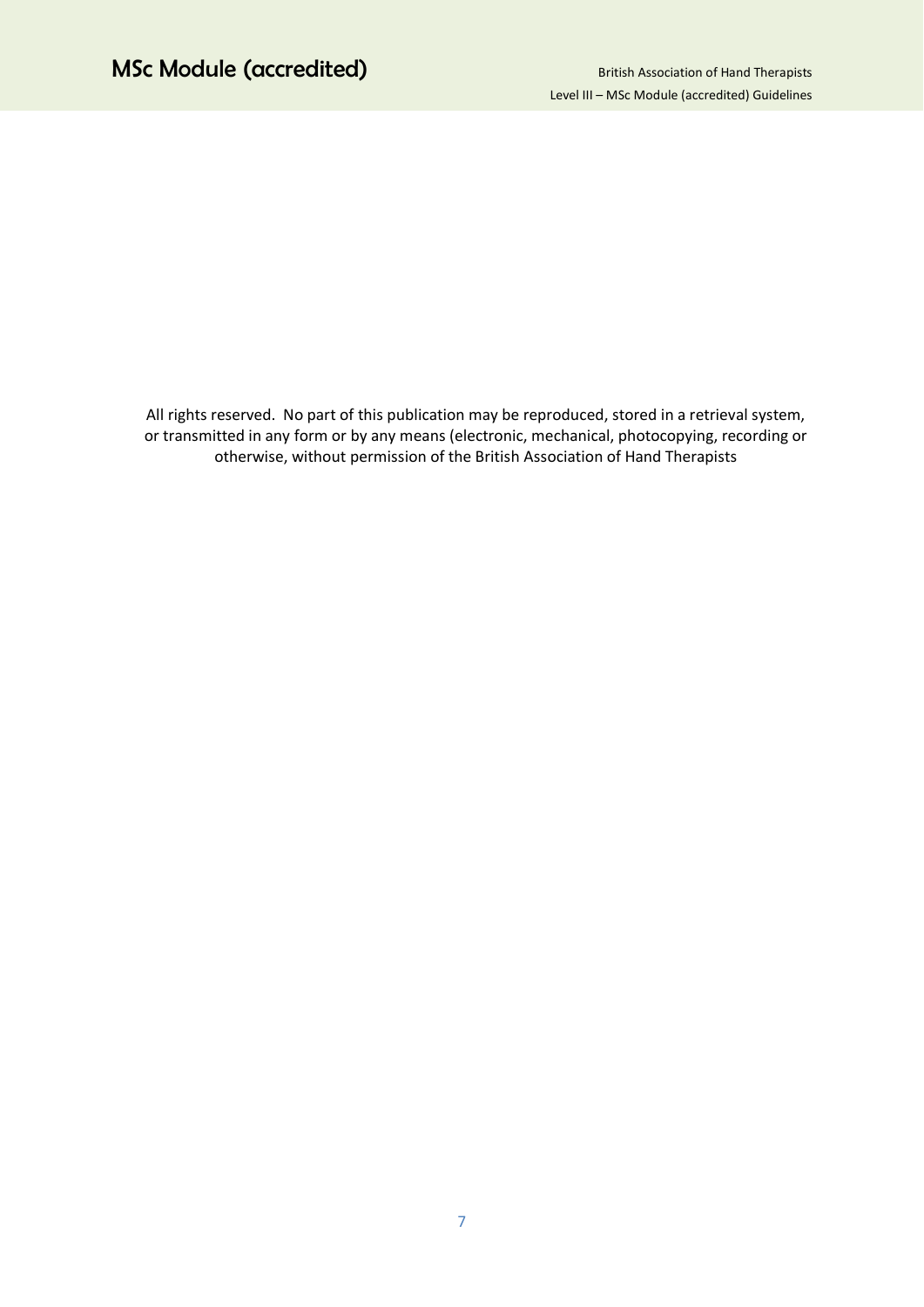All rights reserved. No part of this publication may be reproduced, stored in a retrieval system, or transmitted in any form or by any means (electronic, mechanical, photocopying, recording or otherwise, without permission of the British Association of Hand Therapists